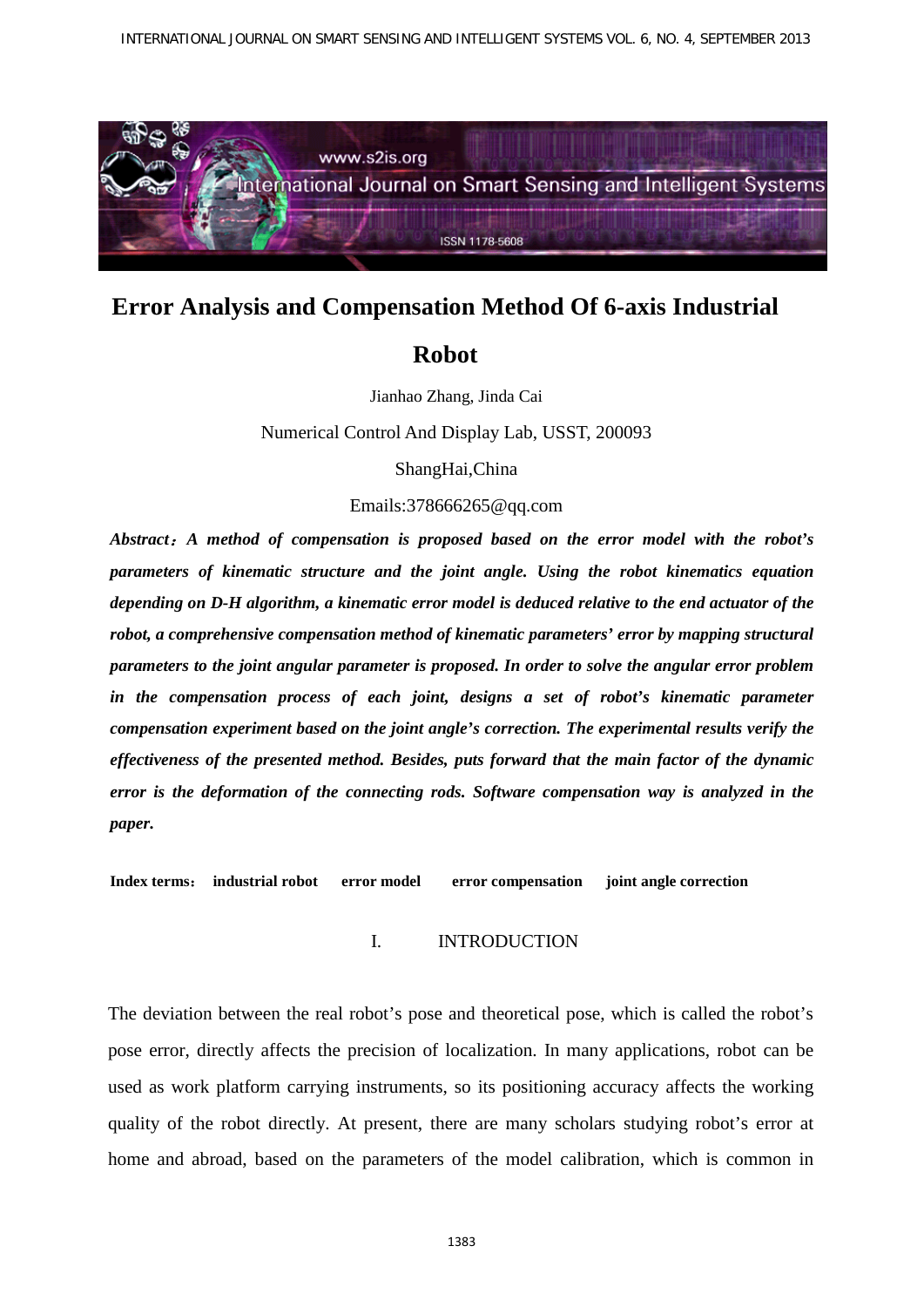# Error Analysis and Compensation Method Of 6-axis Industrial Robot

Jianhao Zhang, Jinda Cai

Numerical Control And Display Lab, USST, 200093

ShangHai,China

Emails:378666265@qq.com

***Abstract*：*A method of compensation is proposed based on the error model with the robot's parameters of kinematic structure and the joint angle. Using the robot kinematics equation depending on D-H algorithm, a kinematic error model is deduced relative to the end actuator of the robot, a comprehensive compensation method of kinematic parameters' error by mapping structural parameters to the joint angular parameter is proposed. In order to solve the angular error problem in the compensation process of each joint, designs a set of robot's kinematic parameter compensation experiment based on the joint angle's correction. The experimental results verify the effectiveness of the presented method. Besides, puts forward that the main factor of the dynamic error is the deformation of the connecting rods. Software compensation way is analyzed in the paper.***

**Index terms： industrial robot error model error compensation joint angle correction**

## I. INTRODUCTION

The deviation between the real robot's pose and theoretical pose, which is called the robot's pose error, directly affects the precision of localization. In many applications, robot can be used as work platform carrying instruments, so its positioning accuracy affects the working quality of the robot directly. At present, there are many scholars studying robot's error at home and abroad, based on the parameters of the model calibration, which is common in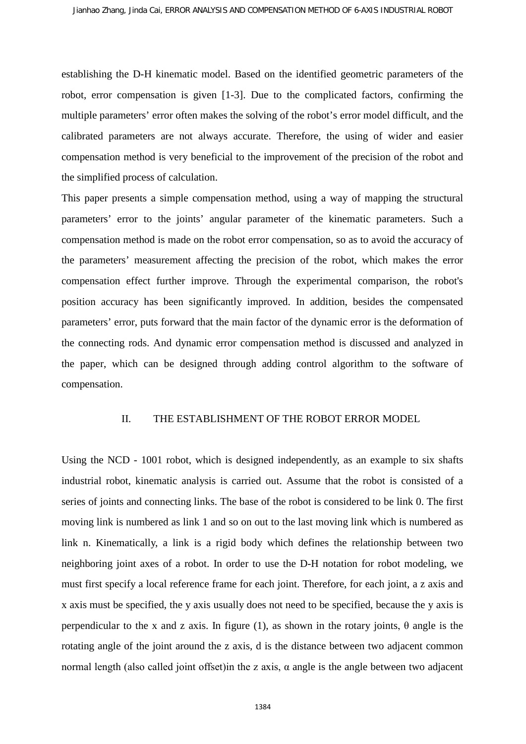establishing the D-H kinematic model. Based on the identified geometric parameters of the robot, error compensation is given [1-3]. Due to the complicated factors, confirming the multiple parameters' error often makes the solving of the robot's error model difficult, and the calibrated parameters are not always accurate. Therefore, the using of wider and easier compensation method is very beneficial to the improvement of the precision of the robot and the simplified process of calculation.

This paper presents a simple compensation method, using a way of mapping the structural parameters' error to the joints' angular parameter of the kinematic parameters. Such a compensation method is made on the robot error compensation, so as to avoid the accuracy of the parameters' measurement affecting the precision of the robot, which makes the error compensation effect further improve. Through the experimental comparison, the robot's position accuracy has been significantly improved. In addition, besides the compensated parameters' error, puts forward that the main factor of the dynamic error is the deformation of the connecting rods. And dynamic error compensation method is discussed and analyzed in the paper, which can be designed through adding control algorithm to the software of compensation.

## II. THE ESTABLISHMENT OF THE ROBOT ERROR MODEL

Using the NCD - 1001 robot, which is designed independently, as an example to six shafts industrial robot, kinematic analysis is carried out. Assume that the robot is consisted of a series of joints and connecting links. The base of the robot is considered to be link 0. The first moving link is numbered as link 1 and so on out to the last moving link which is numbered as link n. Kinematically, a link is a rigid body which defines the relationship between two neighboring joint axes of a robot. In order to use the D-H notation for robot modeling, we must first specify a local reference frame for each joint. Therefore, for each joint, a z axis and x axis must be specified, the y axis usually does not need to be specified, because the y axis is perpendicular to the x and z axis. In figure (1), as shown in the rotary joints, $\theta$ angle is the rotating angle of the joint around the z axis, d is the distance between two adjacent common normal length (also called joint offset)in the z axis, $\alpha$ angle is the angle between two adjacent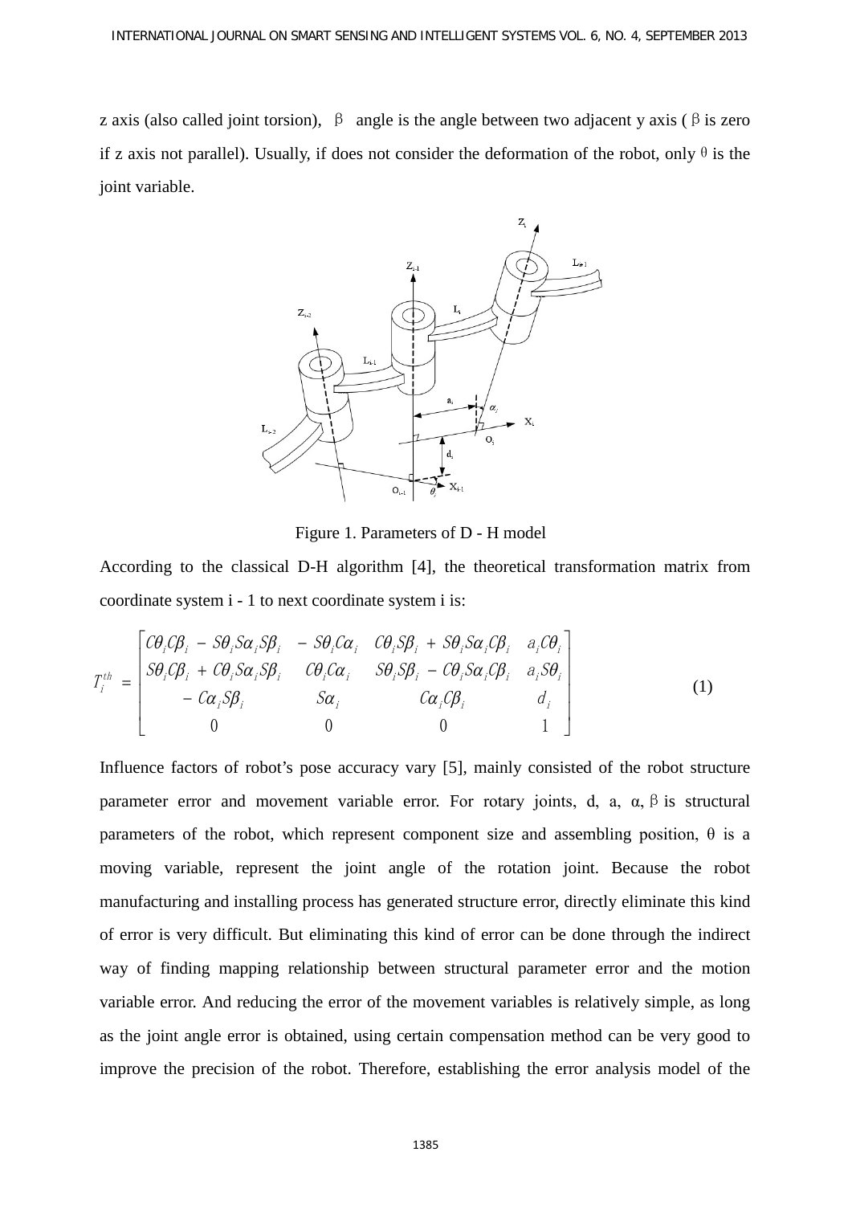z axis (also called joint torsion), β angle is the angle between two adjacent y axis (β is zero if z axis not parallel). Usually, if does not consider the deformation of the robot, only θ is the joint variable.

Figure 1. Parameters of D - H model

According to the classical D-H algorithm [4], the theoretical transformation matrix from coordinate system i - 1 to next coordinate system i is:

$$T_i^{th} = \begin{bmatrix} C\theta_i C\beta_i - S\theta_i S\alpha_i S\beta_i & -S\theta_i C\alpha_i & C\theta_i S\beta_i + S\theta_i S\alpha_i C\beta_i & a_i C\theta_i \\ S\theta_i C\beta_i + C\theta_i S\alpha_i S\beta_i & C\theta_i C\alpha_i & S\theta_i S\beta_i - C\theta_i S\alpha_i C\beta_i & a_i S\theta_i \\ -C\alpha_i S\beta_i & S\alpha_i & C\alpha_i C\beta_i & d_i \\ 0 & 0 & 0 & 1 \end{bmatrix} \tag{1}$$

Influence factors of robot's pose accuracy vary [5], mainly consisted of the robot structure parameter error and movement variable error. For rotary joints, d, a, α, β is structural parameters of the robot, which represent component size and assembling position, θ is a moving variable, represent the joint angle of the rotation joint. Because the robot manufacturing and installing process has generated structure error, directly eliminate this kind of error is very difficult. But eliminating this kind of error can be done through the indirect way of finding mapping relationship between structural parameter error and the motion variable error. And reducing the error of the movement variables is relatively simple, as long as the joint angle error is obtained, using certain compensation method can be very good to improve the precision of the robot. Therefore, establishing the error analysis model of the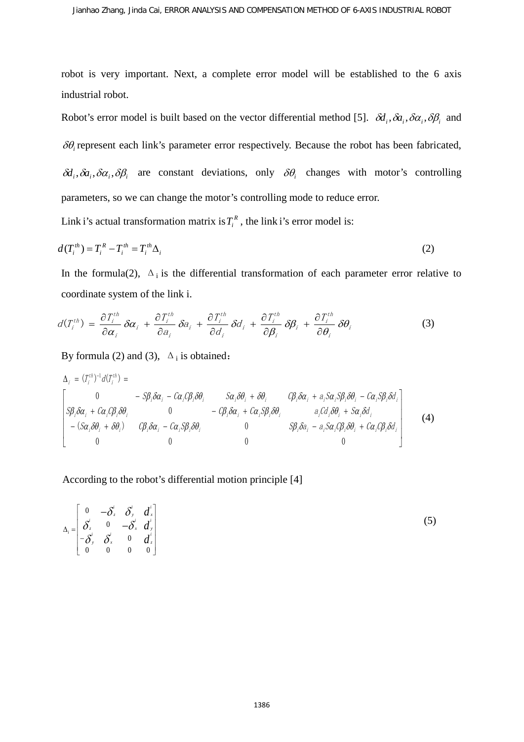robot is very important. Next, a complete error model will be established to the 6 axis industrial robot.

Robot's error model is built based on the vector differential method [5]. $\delta d_i, \delta a_i, \delta\alpha_i, \delta\beta_i$ and $\delta\theta_i$ represent each link's parameter error respectively. Because the robot has been fabricated, $\delta d_i, \delta a_i, \delta\alpha_i, \delta\beta_i$ are constant deviations, only $\delta\theta_i$ changes with motor's controlling parameters, so we can change the motor's controlling mode to reduce error.

Link i's actual transformation matrix is $T_i^R$, the link i's error model is:

$$d(T_i^{th}) = T_i^R - T_i^{th} = T_i^{th}\Delta_i \tag{2}$$

In the formula(2), $\Delta_i$ is the differential transformation of each parameter error relative to coordinate system of the link i.

$$d(T_i^{th}) = \frac{\partial T_i^{th}}{\partial \alpha_i}\delta\alpha_i + \frac{\partial T_i^{th}}{\partial a_i}\delta a_i + \frac{\partial T_i^{th}}{\partial d_i}\delta d_i + \frac{\partial T_i^{th}}{\partial \beta_i}\delta\beta_i + \frac{\partial T_i^{th}}{\partial \theta_i}\delta\theta_i \tag{3}$$

By formula (2) and (3), $\Delta_i$ is obtained：

$$\Delta_i = (T_i^{th})^{-1}d(T_i^{th}) =$$

$$\begin{bmatrix} 0 & -S\beta_i\delta\alpha_i - C\alpha_i C\beta_i\delta\theta_i & S\alpha_i\delta\theta_i + \delta\theta_i & C\beta_i\delta a_i + a_i S\alpha_i S\beta_i\delta\theta_i - C\alpha_i S\beta_i\delta d_i \\ S\beta_i\delta\alpha_i + C\alpha_i C\beta_i\delta\theta_i & 0 & -C\beta_i\delta\alpha_i + C\alpha_i S\beta_i\delta\theta_i & a_i C d_i\delta\theta_i + S\alpha_i\delta d_i \\ -(S\alpha_i\delta\theta_i + \delta\theta_i) & C\beta_i\delta\alpha_i - C\alpha_i S\beta_i\delta\theta_i & 0 & S\beta_i\delta a_i - a_i S\alpha_i C\beta_i\delta\theta_i + C\alpha_i C\beta_i\delta d_i \\ 0 & 0 & 0 & 0 \end{bmatrix} \tag{4}$$

According to the robot's differential motion principle [4]

$$\Delta_i = \begin{bmatrix} 0 & -\delta_z^i & \delta_y^i & d_x^i \\ \delta_z^i & 0 & -\delta_x^i & d_y^i \\ -\delta_y^i & \delta_x^i & 0 & d_z^i \\ 0 & 0 & 0 & 0 \end{bmatrix} \tag{5}$$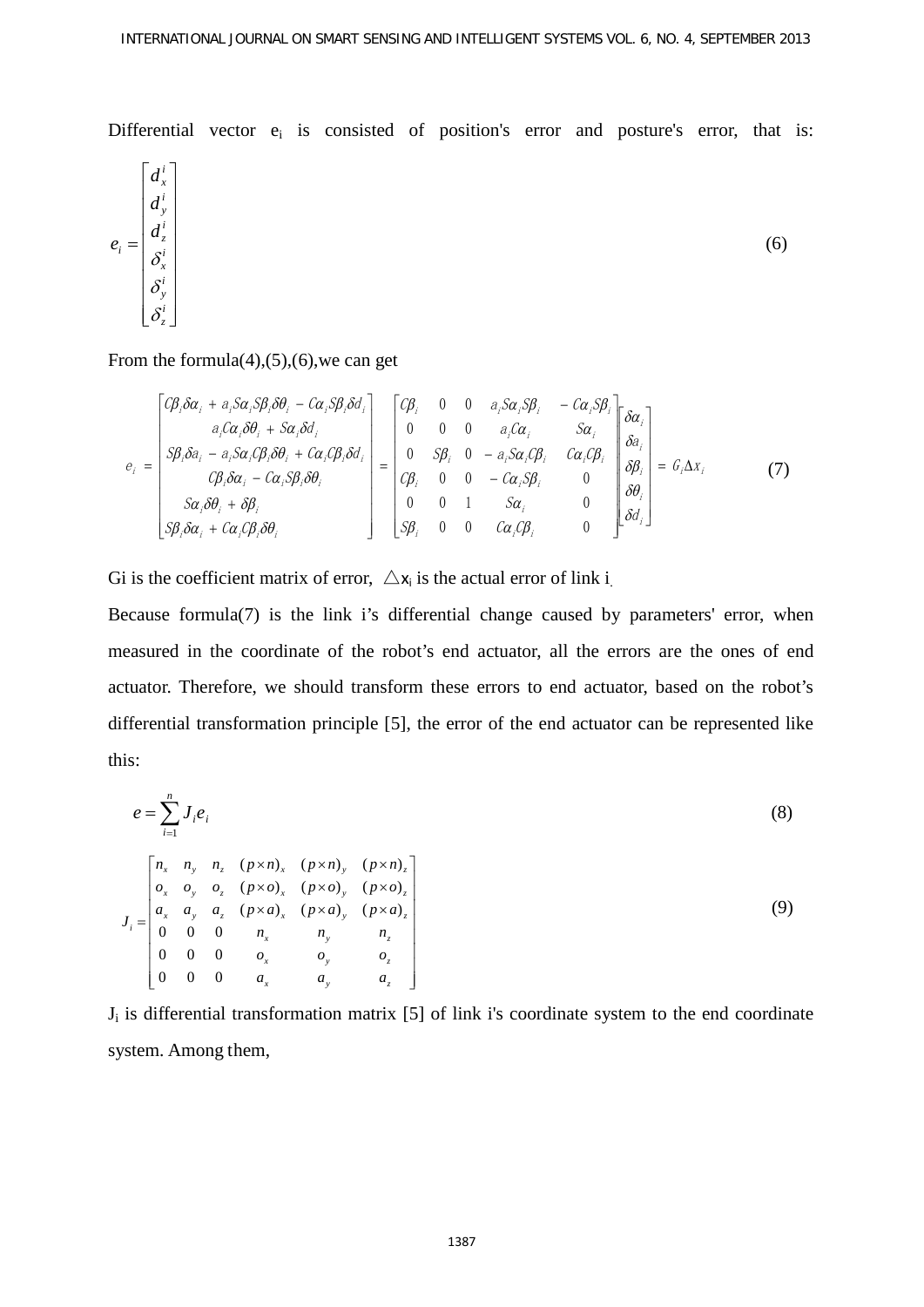Differential vector $e_i$ is consisted of position's error and posture's error, that is:

$$
e_i = \begin{bmatrix} d_x^i \\ d_y^i \\ d_z^i \\ \delta_x^i \\ \delta_y^i \\ \delta_z^i \end{bmatrix} \tag{6}
$$

From the formula(4),(5),(6),we can get

$$
e_i = \begin{bmatrix} C\beta_i\delta\alpha_i + a_iS\alpha_iS\beta_i\delta\theta_i - C\alpha_iS\beta_i\delta d_i \\ a_iC\alpha_i\delta\theta_i + S\alpha_i\delta d_i \\ S\beta_i\delta a_i - a_iS\alpha_iC\beta_i\delta\theta_i + C\alpha_iC\beta_i\delta d_i \\ C\beta_i\delta\alpha_i - C\alpha_iS\beta_i\delta\theta_i \\ S\alpha_i\delta\theta_i + \delta\beta_i \\ S\beta_i\delta\alpha_i + C\alpha_iC\beta_i\delta\theta_i \end{bmatrix} = \begin{bmatrix} C\beta_i & 0 & 0 & a_iS\alpha_iS\beta_i & -C\alpha_iS\beta_i \\ 0 & 0 & 0 & a_iC\alpha_i & S\alpha_i \\ 0 & S\beta_i & 0 & -a_iS\alpha_iC\beta_i & C\alpha_iC\beta_i \\ C\beta_i & 0 & 0 & -C\alpha_iS\beta_i & 0 \\ 0 & 0 & 1 & S\alpha_i & 0 \\ S\beta_i & 0 & 0 & C\alpha_iC\beta_i & 0 \end{bmatrix} \begin{bmatrix} \delta\alpha_i \\ \delta a_i \\ \delta\beta_i \\ \delta\theta_i \\ \delta d_i \end{bmatrix} = G_i\Delta x_i \tag{7}
$$

Gi is the coefficient matrix of error, $\triangle x_i$ is the actual error of link i.

Because formula(7) is the link i's differential change caused by parameters' error, when measured in the coordinate of the robot's end actuator, all the errors are the ones of end actuator. Therefore, we should transform these errors to end actuator, based on the robot's differential transformation principle [5], the error of the end actuator can be represented like this:

$$
e = \sum_{i=1}^{n} J_i e_i \tag{8}
$$

$$
J_i = \begin{bmatrix} n_x & n_y & n_z & (p\times n)_x & (p\times n)_y & (p\times n)_z \\ o_x & o_y & o_z & (p\times o)_x & (p\times o)_y & (p\times o)_z \\ a_x & a_y & a_z & (p\times a)_x & (p\times a)_y & (p\times a)_z \\ 0 & 0 & 0 & n_x & n_y & n_z \\ 0 & 0 & 0 & o_x & o_y & o_z \\ 0 & 0 & 0 & a_x & a_y & a_z \end{bmatrix} \tag{9}
$$

$J_i$ is differential transformation matrix [5] of link i's coordinate system to the end coordinate system. Among them,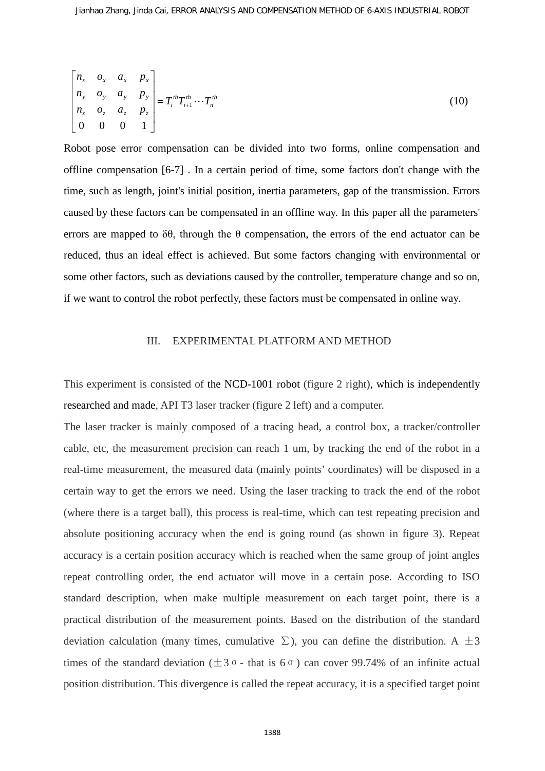$$\begin{bmatrix} n_x & o_x & a_x & p_x \\ n_y & o_y & a_y & p_y \\ n_z & o_z & a_z & p_z \\ 0 & 0 & 0 & 1 \end{bmatrix} = T_i^{th} T_{i+1}^{th} \cdots T_n^{th} \tag{10}$$

Robot pose error compensation can be divided into two forms, online compensation and offline compensation [6-7] . In a certain period of time, some factors don't change with the time, such as length, joint's initial position, inertia parameters, gap of the transmission. Errors caused by these factors can be compensated in an offline way. In this paper all the parameters' errors are mapped to $\delta\theta$, through the $\theta$ compensation, the errors of the end actuator can be reduced, thus an ideal effect is achieved. But some factors changing with environmental or some other factors, such as deviations caused by the controller, temperature change and so on, if we want to control the robot perfectly, these factors must be compensated in online way.

## III. EXPERIMENTAL PLATFORM AND METHOD

This experiment is consisted of the NCD-1001 robot (figure 2 right), which is independently researched and made, API T3 laser tracker (figure 2 left) and a computer.

The laser tracker is mainly composed of a tracing head, a control box, a tracker/controller cable, etc, the measurement precision can reach 1 um, by tracking the end of the robot in a real-time measurement, the measured data (mainly points' coordinates) will be disposed in a certain way to get the errors we need. Using the laser tracking to track the end of the robot (where there is a target ball), this process is real-time, which can test repeating precision and absolute positioning accuracy when the end is going round (as shown in figure 3). Repeat accuracy is a certain position accuracy which is reached when the same group of joint angles repeat controlling order, the end actuator will move in a certain pose. According to ISO standard description, when make multiple measurement on each target point, there is a practical distribution of the measurement points. Based on the distribution of the standard deviation calculation (many times, cumulative $\Sigma$), you can define the distribution. A $\pm 3$ times of the standard deviation ($\pm 3\sigma$ - that is $6\sigma$) can cover 99.74% of an infinite actual position distribution. This divergence is called the repeat accuracy, it is a specified target point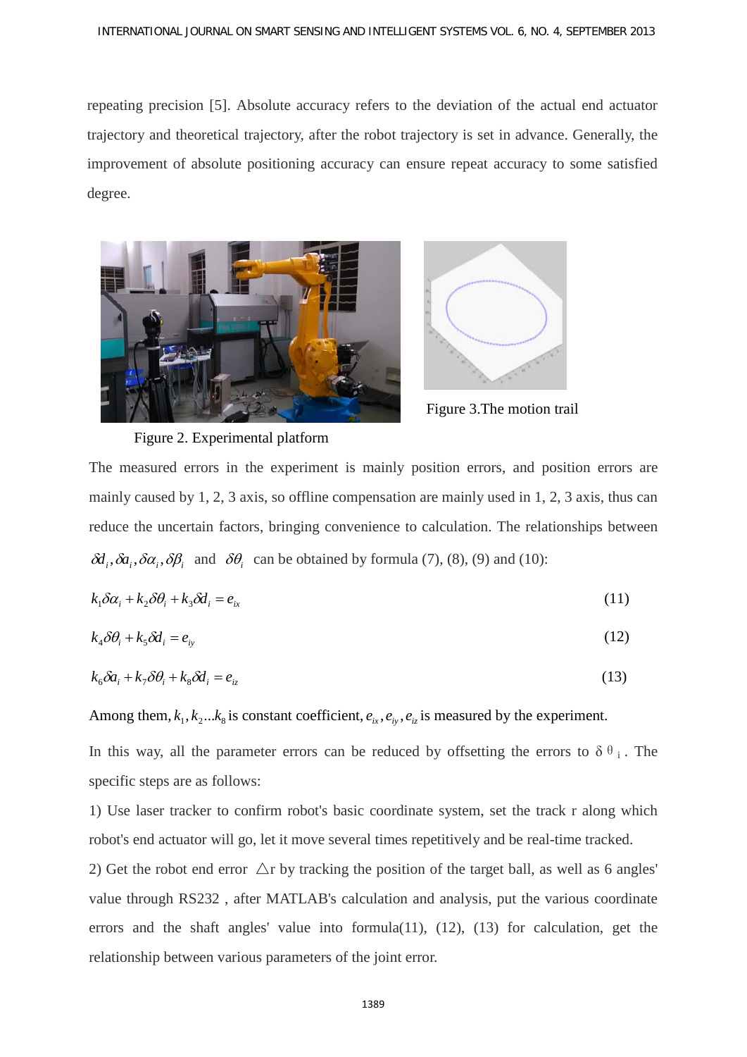repeating precision [5]. Absolute accuracy refers to the deviation of the actual end actuator trajectory and theoretical trajectory, after the robot trajectory is set in advance. Generally, the improvement of absolute positioning accuracy can ensure repeat accuracy to some satisfied degree.

Figure 2. Experimental platform

Figure 3.The motion trail

The measured errors in the experiment is mainly position errors, and position errors are mainly caused by 1, 2, 3 axis, so offline compensation are mainly used in 1, 2, 3 axis, thus can reduce the uncertain factors, bringing convenience to calculation. The relationships between $\delta d_i, \delta a_i, \delta\alpha_i, \delta\beta_i$ and $\delta\theta_i$ can be obtained by formula (7), (8), (9) and (10):

$$k_1\delta\alpha_i + k_2\delta\theta_i + k_3\delta d_i = e_{ix} \tag{11}$$

$$k_4\delta\theta_i + k_5\delta d_i = e_{iy} \tag{12}$$

$$k_6\delta a_i + k_7\delta\theta_i + k_8\delta d_i = e_{iz} \tag{13}$$

Among them, $k_1, k_2 ... k_8$ is constant coefficient, $e_{ix}, e_{iy}, e_{iz}$ is measured by the experiment.

In this way, all the parameter errors can be reduced by offsetting the errors to $\delta\theta_i$. The specific steps are as follows:

1) Use laser tracker to confirm robot's basic coordinate system, set the track r along which robot's end actuator will go, let it move several times repetitively and be real-time tracked.

2) Get the robot end error $\triangle$r by tracking the position of the target ball, as well as 6 angles' value through RS232 , after MATLAB's calculation and analysis, put the various coordinate errors and the shaft angles' value into formula(11), (12), (13) for calculation, get the relationship between various parameters of the joint error.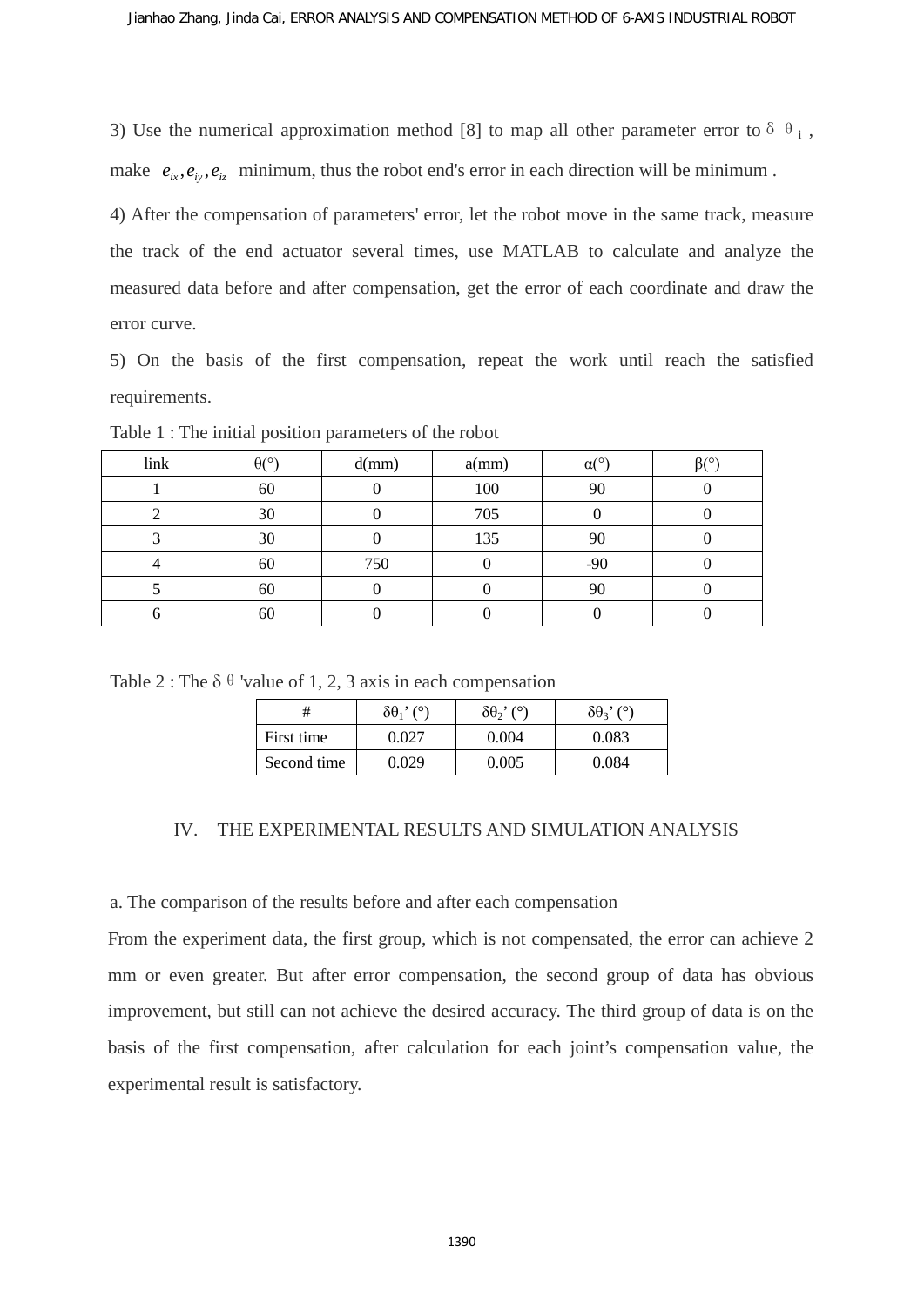3) Use the numerical approximation method [8] to map all other parameter error to $\delta\theta_i$, make $e_{ix}, e_{iy}, e_{iz}$ minimum, thus the robot end's error in each direction will be minimum .

4) After the compensation of parameters' error, let the robot move in the same track, measure the track of the end actuator several times, use MATLAB to calculate and analyze the measured data before and after compensation, get the error of each coordinate and draw the error curve.

5) On the basis of the first compensation, repeat the work until reach the satisfied requirements.

Table 1 : The initial position parameters of the robot

| link | θ(°) | d(mm) | a(mm) | α(°) | β(°) |
|---|---|---|---|---|---|
| 1 | 60 | 0 | 100 | 90 | 0 |
| 2 | 30 | 0 | 705 | 0 | 0 |
| 3 | 30 | 0 | 135 | 90 | 0 |
| 4 | 60 | 750 | 0 | -90 | 0 |
| 5 | 60 | 0 | 0 | 90 | 0 |
| 6 | 60 | 0 | 0 | 0 | 0 |

Table 2 : The $\delta\theta$ 'value of 1, 2, 3 axis in each compensation

| # | $\delta\theta_1$’ (°) | $\delta\theta_2$’ (°) | $\delta\theta_3$’ (°) |
|---|---|---|---|
| First time | 0.027 | 0.004 | 0.083 |
| Second time | 0.029 | 0.005 | 0.084 |

## IV. THE EXPERIMENTAL RESULTS AND SIMULATION ANALYSIS

### a. The comparison of the results before and after each compensation

From the experiment data, the first group, which is not compensated, the error can achieve 2 mm or even greater. But after error compensation, the second group of data has obvious improvement, but still can not achieve the desired accuracy. The third group of data is on the basis of the first compensation, after calculation for each joint’s compensation value, the experimental result is satisfactory.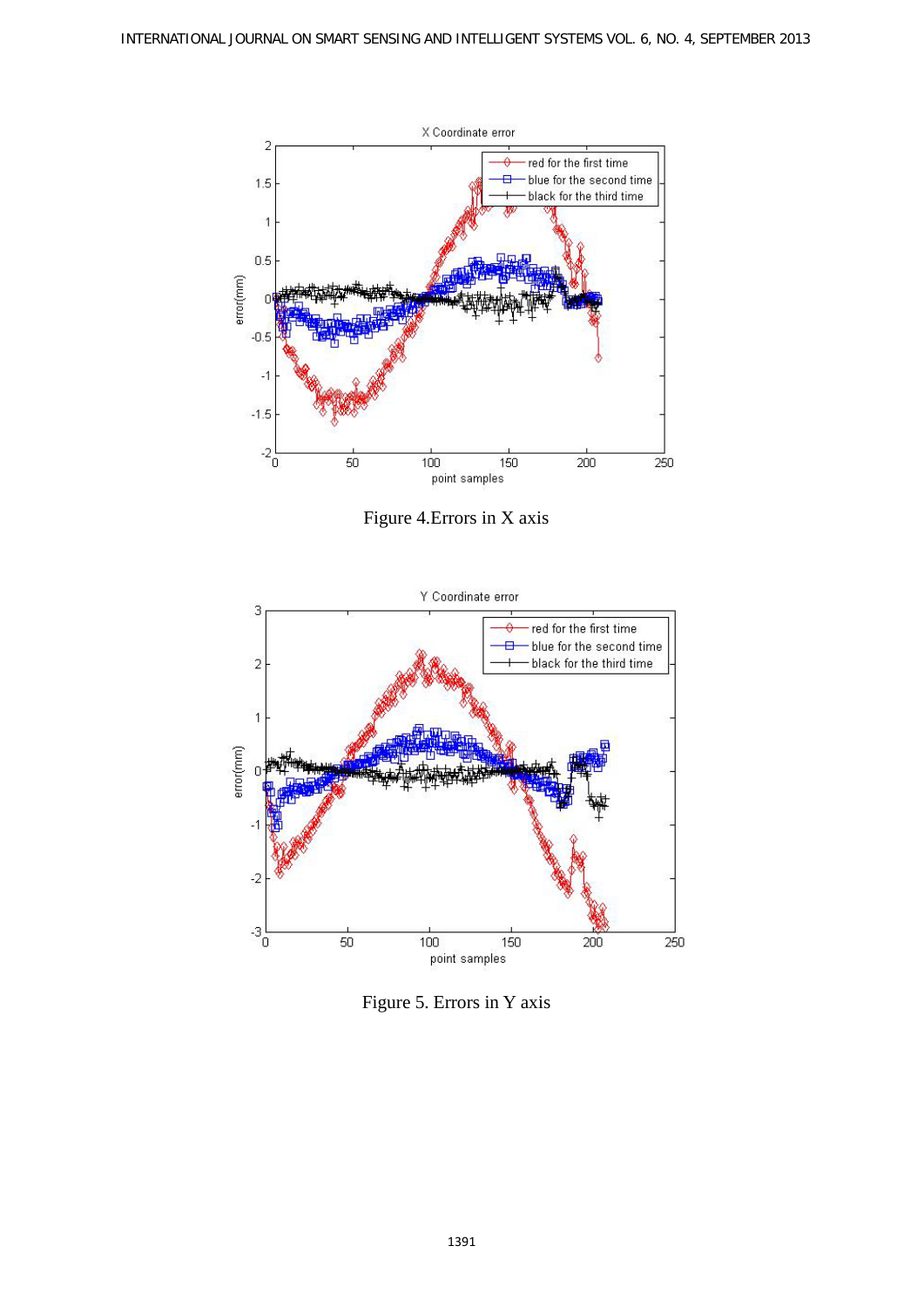Figure 4.Errors in X axis

Figure 5. Errors in Y axis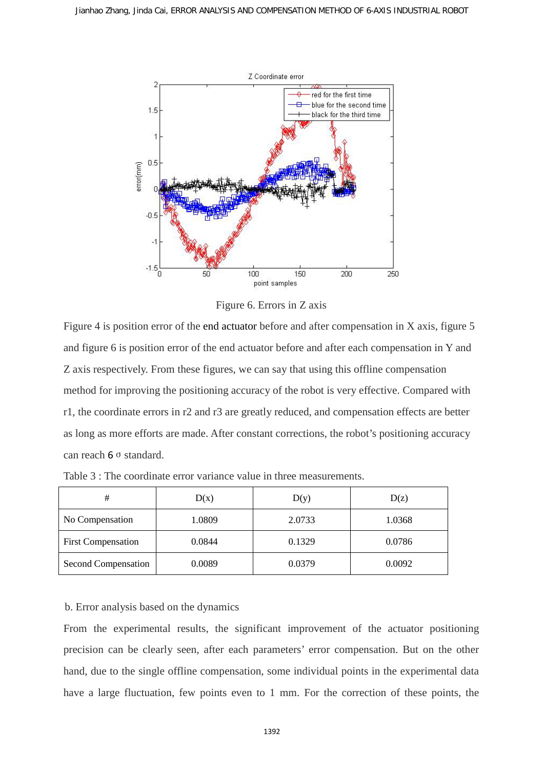Figure 6. Errors in Z axis

Figure 4 is position error of the end actuator before and after compensation in X axis, figure 5 and figure 6 is position error of the end actuator before and after each compensation in Y and Z axis respectively. From these figures, we can say that using this offline compensation method for improving the positioning accuracy of the robot is very effective. Compared with r1, the coordinate errors in r2 and r3 are greatly reduced, and compensation effects are better as long as more efforts are made. After constant corrections, the robot's positioning accuracy can reach 6 σ standard.

Table 3 : The coordinate error variance value in three measurements.

| # | D(x) | D(y) | D(z) |
|---|---|---|---|
| No Compensation | 1.0809 | 2.0733 | 1.0368 |
| First Compensation | 0.0844 | 0.1329 | 0.0786 |
| Second Compensation | 0.0089 | 0.0379 | 0.0092 |

b. Error analysis based on the dynamics

From the experimental results, the significant improvement of the actuator positioning precision can be clearly seen, after each parameters' error compensation. But on the other hand, due to the single offline compensation, some individual points in the experimental data have a large fluctuation, few points even to 1 mm. For the correction of these points, the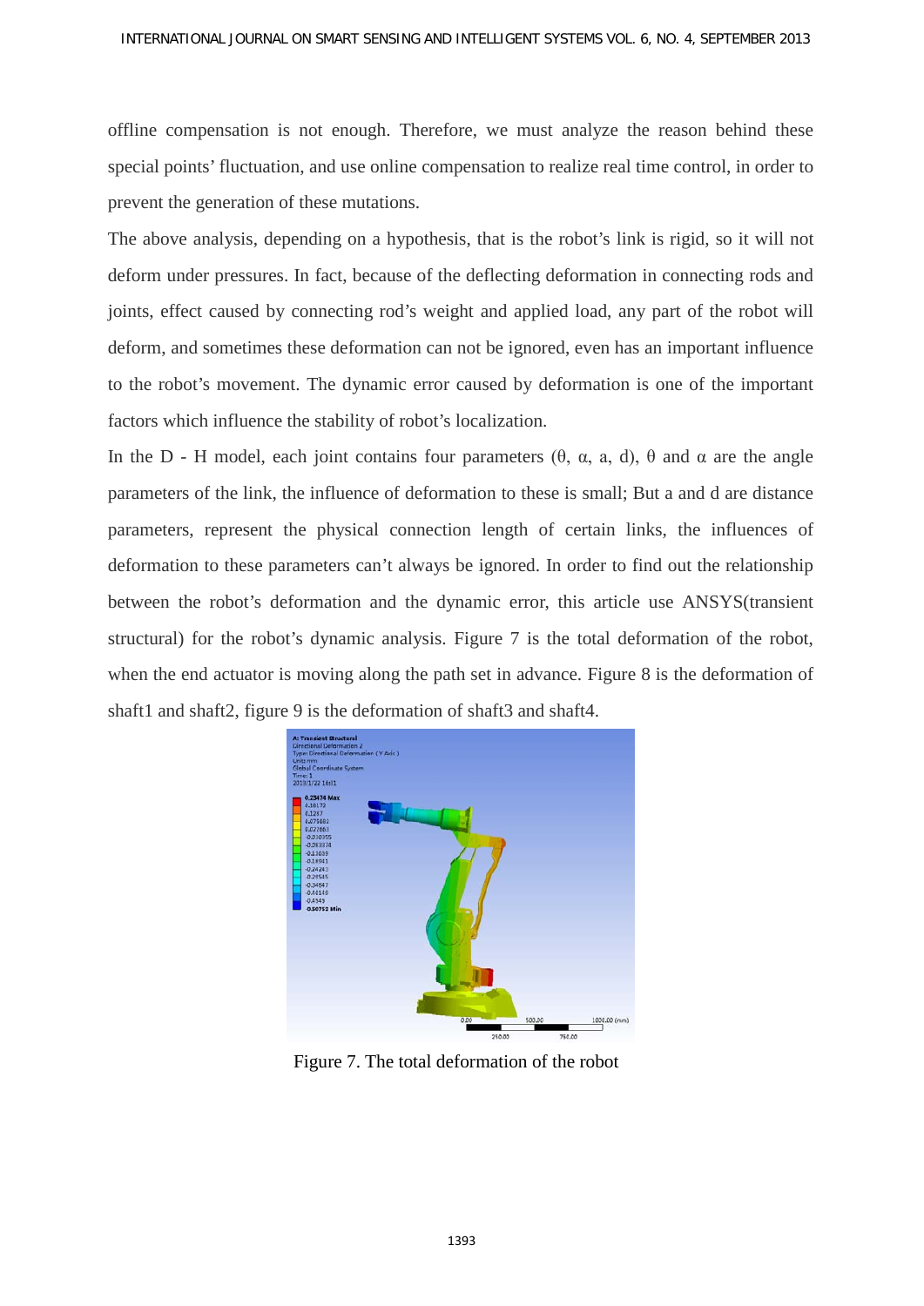offline compensation is not enough. Therefore, we must analyze the reason behind these special points' fluctuation, and use online compensation to realize real time control, in order to prevent the generation of these mutations.

The above analysis, depending on a hypothesis, that is the robot's link is rigid, so it will not deform under pressures. In fact, because of the deflecting deformation in connecting rods and joints, effect caused by connecting rod's weight and applied load, any part of the robot will deform, and sometimes these deformation can not be ignored, even has an important influence to the robot's movement. The dynamic error caused by deformation is one of the important factors which influence the stability of robot's localization.

In the D - H model, each joint contains four parameters ($\theta$, $\alpha$, a, d), $\theta$ and $\alpha$ are the angle parameters of the link, the influence of deformation to these is small; But a and d are distance parameters, represent the physical connection length of certain links, the influences of deformation to these parameters can't always be ignored. In order to find out the relationship between the robot's deformation and the dynamic error, this article use ANSYS(transient structural) for the robot's dynamic analysis. Figure 7 is the total deformation of the robot, when the end actuator is moving along the path set in advance. Figure 8 is the deformation of shaft1 and shaft2, figure 9 is the deformation of shaft3 and shaft4.

Figure 7. The total deformation of the robot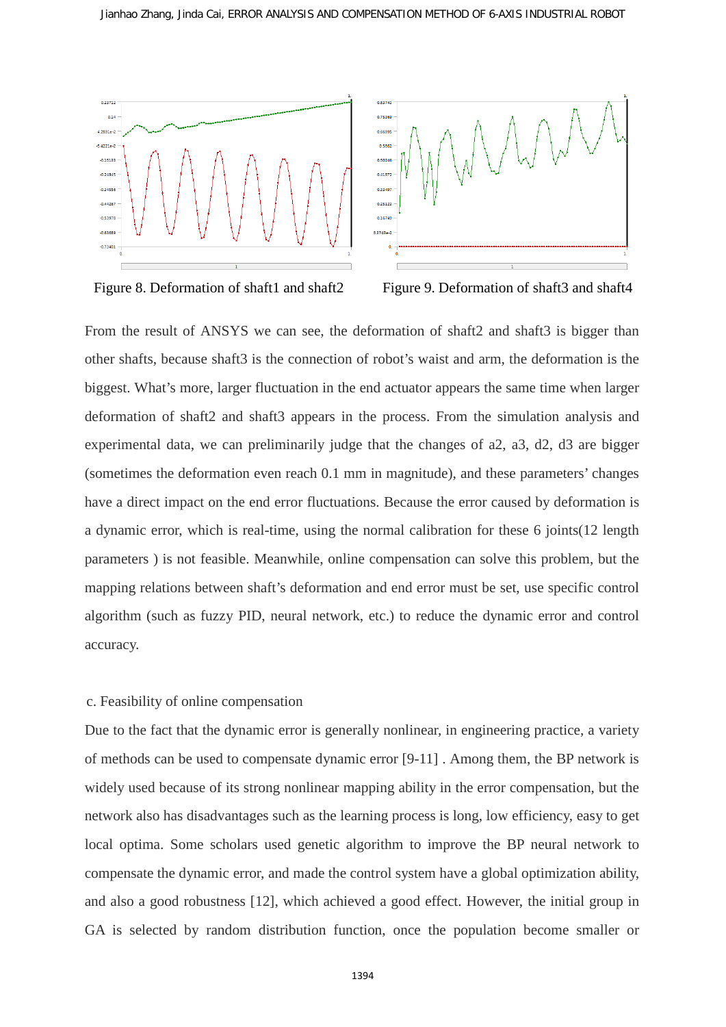Figure 8. Deformation of shaft1 and shaft2

Figure 9. Deformation of shaft3 and shaft4

From the result of ANSYS we can see, the deformation of shaft2 and shaft3 is bigger than other shafts, because shaft3 is the connection of robot's waist and arm, the deformation is the biggest. What's more, larger fluctuation in the end actuator appears the same time when larger deformation of shaft2 and shaft3 appears in the process. From the simulation analysis and experimental data, we can preliminarily judge that the changes of a2, a3, d2, d3 are bigger (sometimes the deformation even reach 0.1 mm in magnitude), and these parameters' changes have a direct impact on the end error fluctuations. Because the error caused by deformation is a dynamic error, which is real-time, using the normal calibration for these 6 joints(12 length parameters ) is not feasible. Meanwhile, online compensation can solve this problem, but the mapping relations between shaft's deformation and end error must be set, use specific control algorithm (such as fuzzy PID, neural network, etc.) to reduce the dynamic error and control accuracy.

c. Feasibility of online compensation

Due to the fact that the dynamic error is generally nonlinear, in engineering practice, a variety of methods can be used to compensate dynamic error [9-11] . Among them, the BP network is widely used because of its strong nonlinear mapping ability in the error compensation, but the network also has disadvantages such as the learning process is long, low efficiency, easy to get local optima. Some scholars used genetic algorithm to improve the BP neural network to compensate the dynamic error, and made the control system have a global optimization ability, and also a good robustness [12], which achieved a good effect. However, the initial group in GA is selected by random distribution function, once the population become smaller or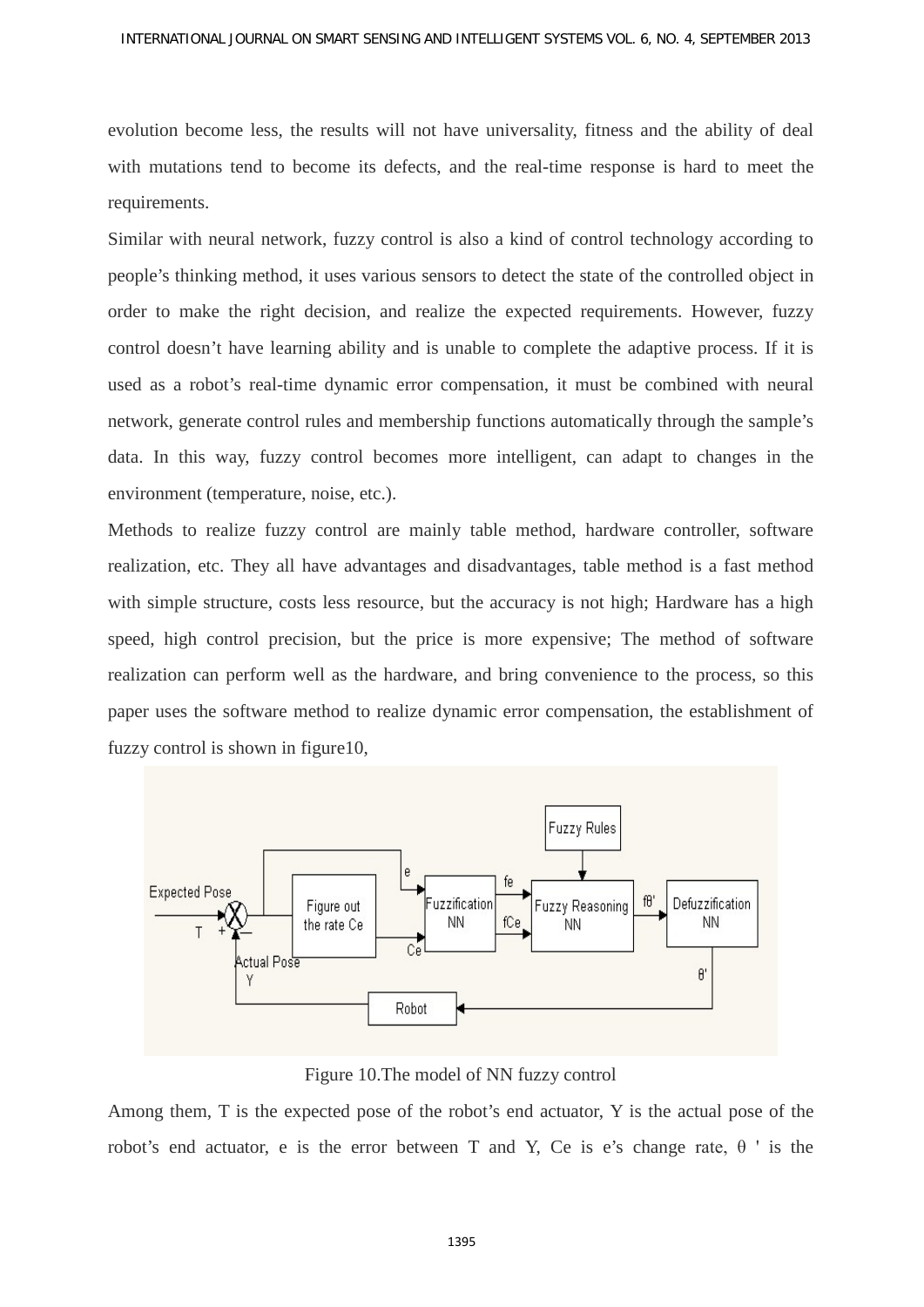evolution become less, the results will not have universality, fitness and the ability of deal with mutations tend to become its defects, and the real-time response is hard to meet the requirements.

Similar with neural network, fuzzy control is also a kind of control technology according to people's thinking method, it uses various sensors to detect the state of the controlled object in order to make the right decision, and realize the expected requirements. However, fuzzy control doesn't have learning ability and is unable to complete the adaptive process. If it is used as a robot's real-time dynamic error compensation, it must be combined with neural network, generate control rules and membership functions automatically through the sample's data. In this way, fuzzy control becomes more intelligent, can adapt to changes in the environment (temperature, noise, etc.).

Methods to realize fuzzy control are mainly table method, hardware controller, software realization, etc. They all have advantages and disadvantages, table method is a fast method with simple structure, costs less resource, but the accuracy is not high; Hardware has a high speed, high control precision, but the price is more expensive; The method of software realization can perform well as the hardware, and bring convenience to the process, so this paper uses the software method to realize dynamic error compensation, the establishment of fuzzy control is shown in figure10,

Figure 10.The model of NN fuzzy control

Among them, T is the expected pose of the robot's end actuator, Y is the actual pose of the robot's end actuator, e is the error between T and Y, Ce is e's change rate, θ ' is the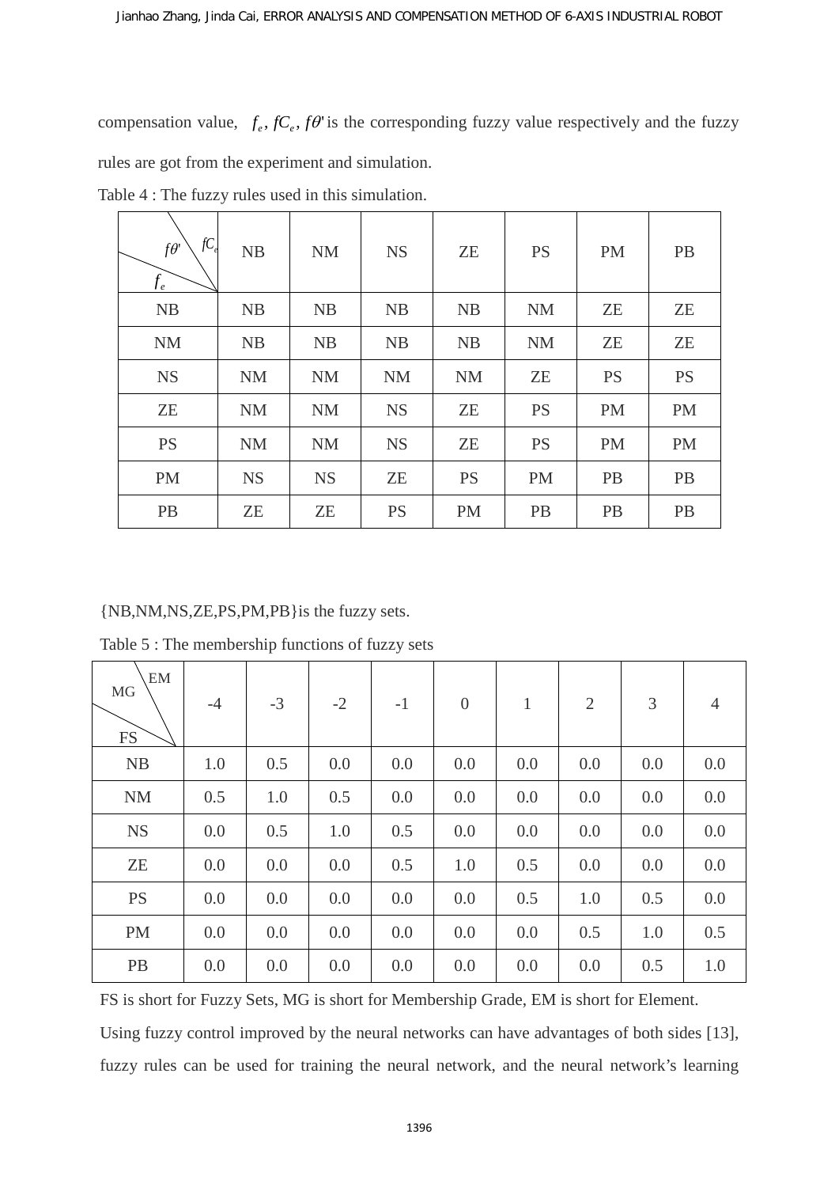compensation value, $f_e, fC_e, f\theta'$ is the corresponding fuzzy value respectively and the fuzzy rules are got from the experiment and simulation.

Table 4 : The fuzzy rules used in this simulation.

| $f\theta'$ ($f_e$ \ $fC_e$) | NB | NM | NS | ZE | PS | PM | PB |
|---|---|---|---|---|---|---|---|
| NB | NB | NB | NB | NB | NM | ZE | ZE |
| NM | NB | NB | NB | NB | NM | ZE | ZE |
| NS | NM | NM | NM | NM | ZE | PS | PS |
| ZE | NM | NM | NS | ZE | PS | PM | PM |
| PS | NM | NM | NS | ZE | PS | PM | PM |
| PM | NS | NS | ZE | PS | PM | PB | PB |
| PB | ZE | ZE | PS | PM | PB | PB | PB |

{NB,NM,NS,ZE,PS,PM,PB}is the fuzzy sets.

Table 5 : The membership functions of fuzzy sets

| MG (FS \ EM) | -4 | -3 | -2 | -1 | 0 | 1 | 2 | 3 | 4 |
|---|---|---|---|---|---|---|---|---|---|
| NB | 1.0 | 0.5 | 0.0 | 0.0 | 0.0 | 0.0 | 0.0 | 0.0 | 0.0 |
| NM | 0.5 | 1.0 | 0.5 | 0.0 | 0.0 | 0.0 | 0.0 | 0.0 | 0.0 |
| NS | 0.0 | 0.5 | 1.0 | 0.5 | 0.0 | 0.0 | 0.0 | 0.0 | 0.0 |
| ZE | 0.0 | 0.0 | 0.0 | 0.5 | 1.0 | 0.5 | 0.0 | 0.0 | 0.0 |
| PS | 0.0 | 0.0 | 0.0 | 0.0 | 0.0 | 0.5 | 1.0 | 0.5 | 0.0 |
| PM | 0.0 | 0.0 | 0.0 | 0.0 | 0.0 | 0.0 | 0.5 | 1.0 | 0.5 |
| PB | 0.0 | 0.0 | 0.0 | 0.0 | 0.0 | 0.0 | 0.0 | 0.5 | 1.0 |

FS is short for Fuzzy Sets, MG is short for Membership Grade, EM is short for Element.

Using fuzzy control improved by the neural networks can have advantages of both sides [13], fuzzy rules can be used for training the neural network, and the neural network's learning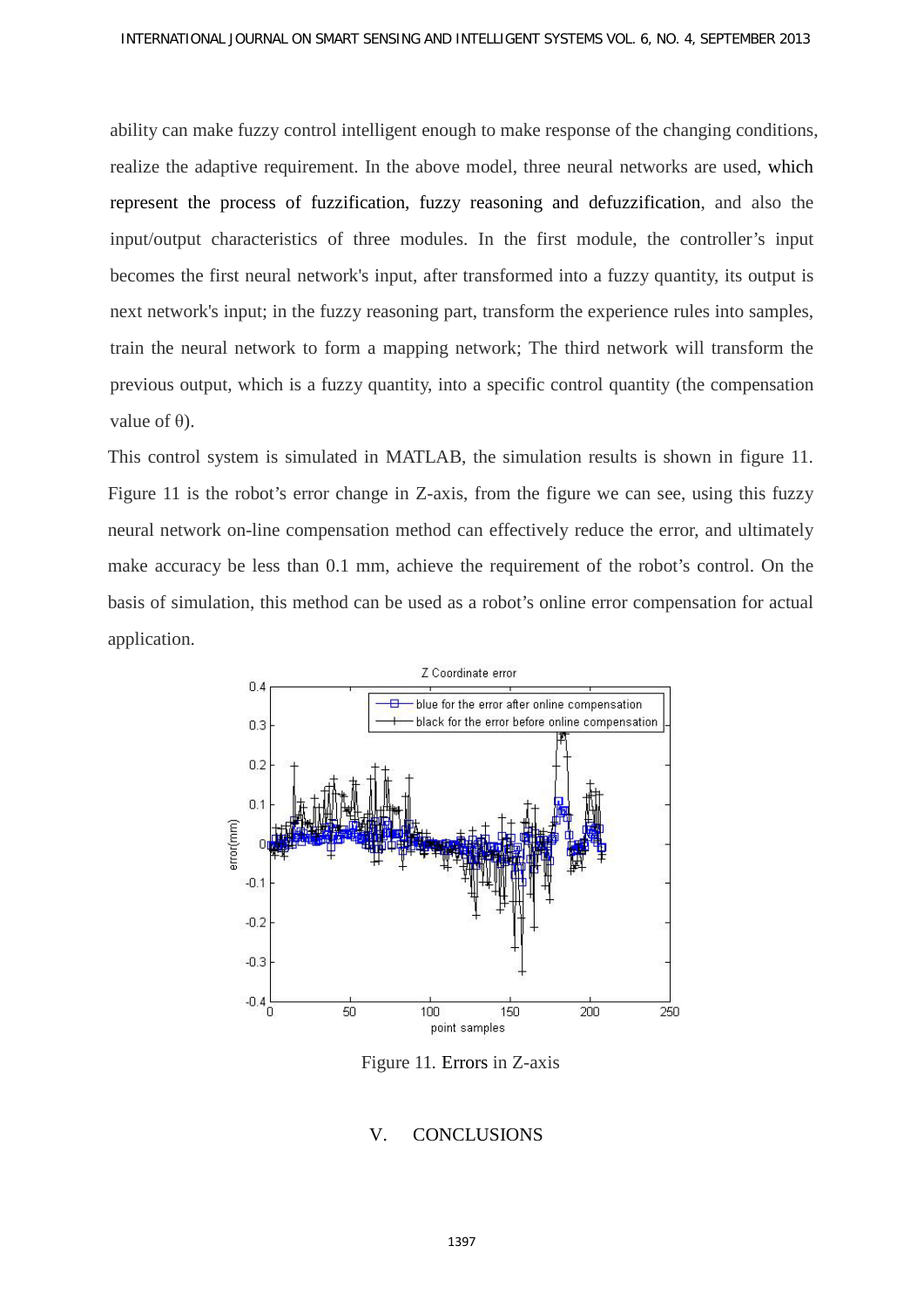ability can make fuzzy control intelligent enough to make response of the changing conditions, realize the adaptive requirement. In the above model, three neural networks are used, which represent the process of fuzzification, fuzzy reasoning and defuzzification, and also the input/output characteristics of three modules. In the first module, the controller's input becomes the first neural network's input, after transformed into a fuzzy quantity, its output is next network's input; in the fuzzy reasoning part, transform the experience rules into samples, train the neural network to form a mapping network; The third network will transform the previous output, which is a fuzzy quantity, into a specific control quantity (the compensation value of θ).

This control system is simulated in MATLAB, the simulation results is shown in figure 11. Figure 11 is the robot's error change in Z-axis, from the figure we can see, using this fuzzy neural network on-line compensation method can effectively reduce the error, and ultimately make accuracy be less than 0.1 mm, achieve the requirement of the robot's control. On the basis of simulation, this method can be used as a robot's online error compensation for actual application.

Figure 11. Errors in Z-axis

## V. CONCLUSIONS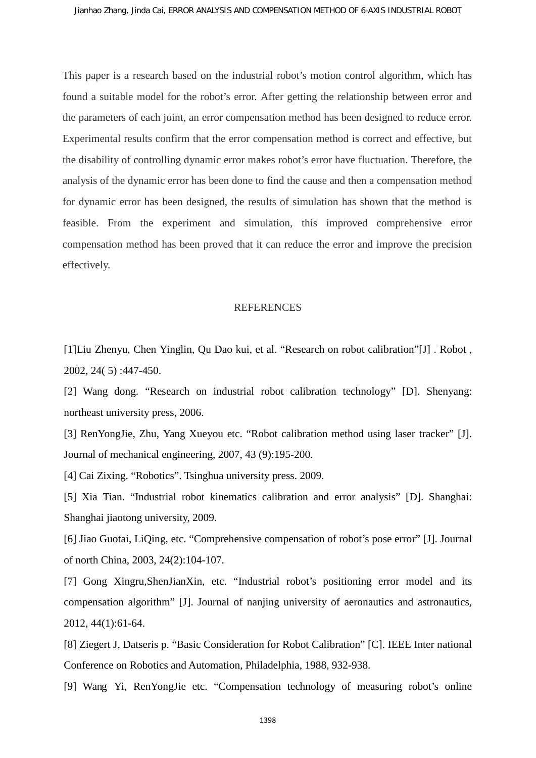This paper is a research based on the industrial robot's motion control algorithm, which has found a suitable model for the robot's error. After getting the relationship between error and the parameters of each joint, an error compensation method has been designed to reduce error. Experimental results confirm that the error compensation method is correct and effective, but the disability of controlling dynamic error makes robot's error have fluctuation. Therefore, the analysis of the dynamic error has been done to find the cause and then a compensation method for dynamic error has been designed, the results of simulation has shown that the method is feasible. From the experiment and simulation, this improved comprehensive error compensation method has been proved that it can reduce the error and improve the precision effectively.

## REFERENCES

[1]Liu Zhenyu, Chen Yinglin, Qu Dao kui, et al. "Research on robot calibration"[J] . Robot , 2002, 24( 5) :447-450.

[2] Wang dong. "Research on industrial robot calibration technology" [D]. Shenyang: northeast university press, 2006.

[3] RenYongJie, Zhu, Yang Xueyou etc. "Robot calibration method using laser tracker" [J]. Journal of mechanical engineering, 2007, 43 (9):195-200.

[4] Cai Zixing. "Robotics". Tsinghua university press. 2009.

[5] Xia Tian. "Industrial robot kinematics calibration and error analysis" [D]. Shanghai: Shanghai jiaotong university, 2009.

[6] Jiao Guotai, LiQing, etc. "Comprehensive compensation of robot's pose error" [J]. Journal of north China, 2003, 24(2):104-107.

[7] Gong Xingru,ShenJianXin, etc. "Industrial robot's positioning error model and its compensation algorithm" [J]. Journal of nanjing university of aeronautics and astronautics, 2012, 44(1):61-64.

[8] Ziegert J, Datseris p. "Basic Consideration for Robot Calibration" [C]. IEEE Inter national Conference on Robotics and Automation, Philadelphia, 1988, 932-938.

[9] Wang Yi, RenYongJie etc. "Compensation technology of measuring robot's online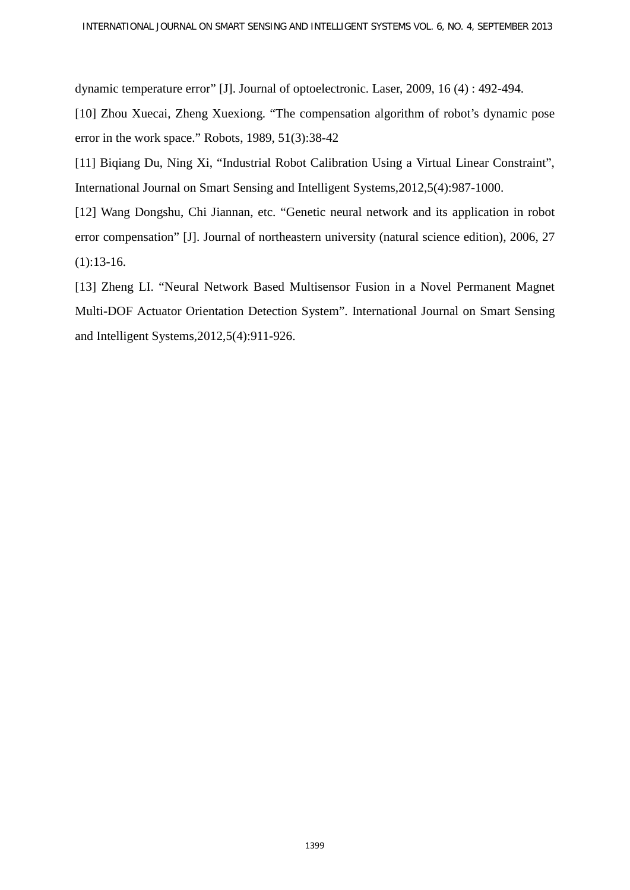dynamic temperature error" [J]. Journal of optoelectronic. Laser, 2009, 16 (4) : 492-494.

[10] Zhou Xuecai, Zheng Xuexiong. "The compensation algorithm of robot's dynamic pose error in the work space." Robots, 1989, 51(3):38-42

[11] Biqiang Du, Ning Xi, "Industrial Robot Calibration Using a Virtual Linear Constraint", International Journal on Smart Sensing and Intelligent Systems,2012,5(4):987-1000.

[12] Wang Dongshu, Chi Jiannan, etc. "Genetic neural network and its application in robot error compensation" [J]. Journal of northeastern university (natural science edition), 2006, 27 (1):13-16.

[13] Zheng LI. "Neural Network Based Multisensor Fusion in a Novel Permanent Magnet Multi-DOF Actuator Orientation Detection System". International Journal on Smart Sensing and Intelligent Systems,2012,5(4):911-926.